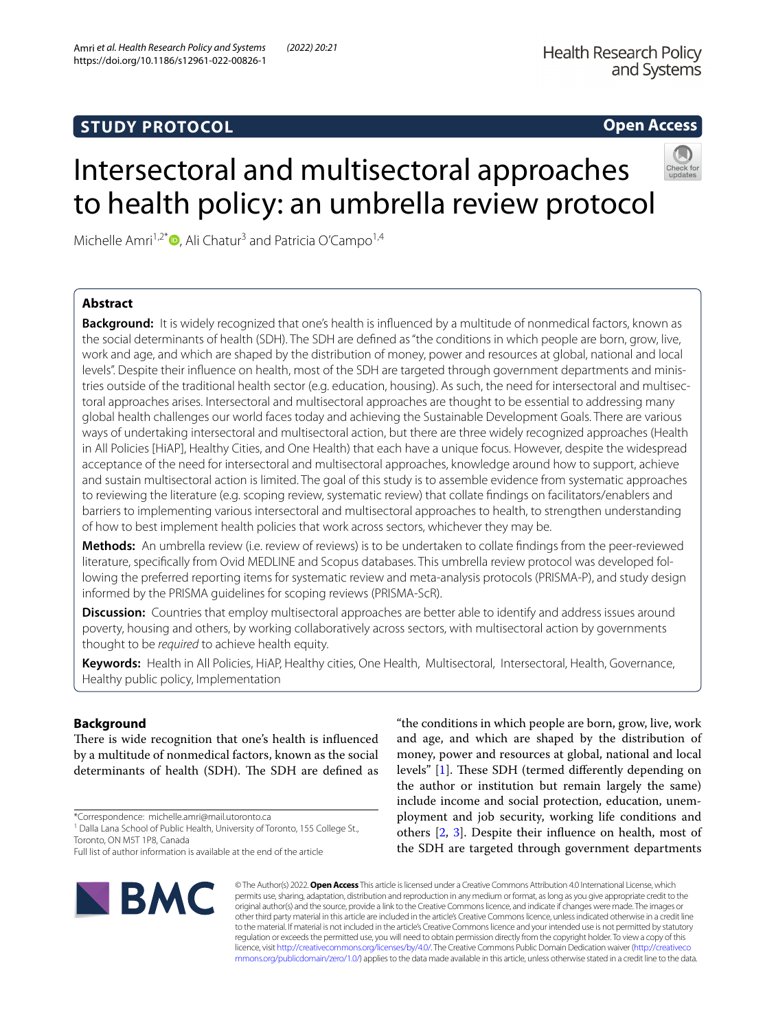**STUDY PROTOCOL**

**Open Access**

# Intersectoral and multisectoral approaches to health policy: an umbrella review protocol

Michelle Amri[1,2*], Ali Chatur[3] and Patricia O'Campo[1,4]

## Abstract

**Background:** It is widely recognized that one's health is influenced by a multitude of nonmedical factors, known as the social determinants of health (SDH). The SDH are defined as "the conditions in which people are born, grow, live, work and age, and which are shaped by the distribution of money, power and resources at global, national and local levels". Despite their influence on health, most of the SDH are targeted through government departments and ministries outside of the traditional health sector (e.g. education, housing). As such, the need for intersectoral and multisectoral approaches arises. Intersectoral and multisectoral approaches are thought to be essential to addressing many global health challenges our world faces today and achieving the Sustainable Development Goals. There are various ways of undertaking intersectoral and multisectoral action, but there are three widely recognized approaches (Health in All Policies [HiAP], Healthy Cities, and One Health) that each have a unique focus. However, despite the widespread acceptance of the need for intersectoral and multisectoral approaches, knowledge around how to support, achieve and sustain multisectoral action is limited. The goal of this study is to assemble evidence from systematic approaches to reviewing the literature (e.g. scoping review, systematic review) that collate findings on facilitators/enablers and barriers to implementing various intersectoral and multisectoral approaches to health, to strengthen understanding of how to best implement health policies that work across sectors, whichever they may be.

**Methods:** An umbrella review (i.e. review of reviews) is to be undertaken to collate findings from the peer-reviewed literature, specifically from Ovid MEDLINE and Scopus databases. This umbrella review protocol was developed following the preferred reporting items for systematic review and meta-analysis protocols (PRISMA-P), and study design informed by the PRISMA guidelines for scoping reviews (PRISMA-ScR).

**Discussion:** Countries that employ multisectoral approaches are better able to identify and address issues around poverty, housing and others, by working collaboratively across sectors, with multisectoral action by governments thought to be *required* to achieve health equity.

**Keywords:** Health in All Policies, HiAP, Healthy cities, One Health, Multisectoral, Intersectoral, Health, Governance, Healthy public policy, Implementation

## Background

There is wide recognition that one's health is influenced by a multitude of nonmedical factors, known as the social determinants of health (SDH). The SDH are defined as "the conditions in which people are born, grow, live, work and age, and which are shaped by the distribution of money, power and resources at global, national and local levels" [1]. These SDH (termed differently depending on the author or institution but remain largely the same) include income and social protection, education, unemployment and job security, working life conditions and others [2, 3]. Despite their influence on health, most of the SDH are targeted through government departments

*Correspondence: michelle.amri@mail.utoronto.ca
[1] Dalla Lana School of Public Health, University of Toronto, 155 College St., Toronto, ON M5T 1P8, Canada
Full list of author information is available at the end of the article

© The Author(s) 2022. **Open Access** This article is licensed under a Creative Commons Attribution 4.0 International License, which permits use, sharing, adaptation, distribution and reproduction in any medium or format, as long as you give appropriate credit to the original author(s) and the source, provide a link to the Creative Commons licence, and indicate if changes were made. The images or other third party material in this article are included in the article's Creative Commons licence, unless indicated otherwise in a credit line to the material. If material is not included in the article's Creative Commons licence and your intended use is not permitted by statutory regulation or exceeds the permitted use, you will need to obtain permission directly from the copyright holder. To view a copy of this licence, visit http://creativecommons.org/licenses/by/4.0/. The Creative Commons Public Domain Dedication waiver (http://creativecommons.org/publicdomain/zero/1.0/) applies to the data made available in this article, unless otherwise stated in a credit line to the data.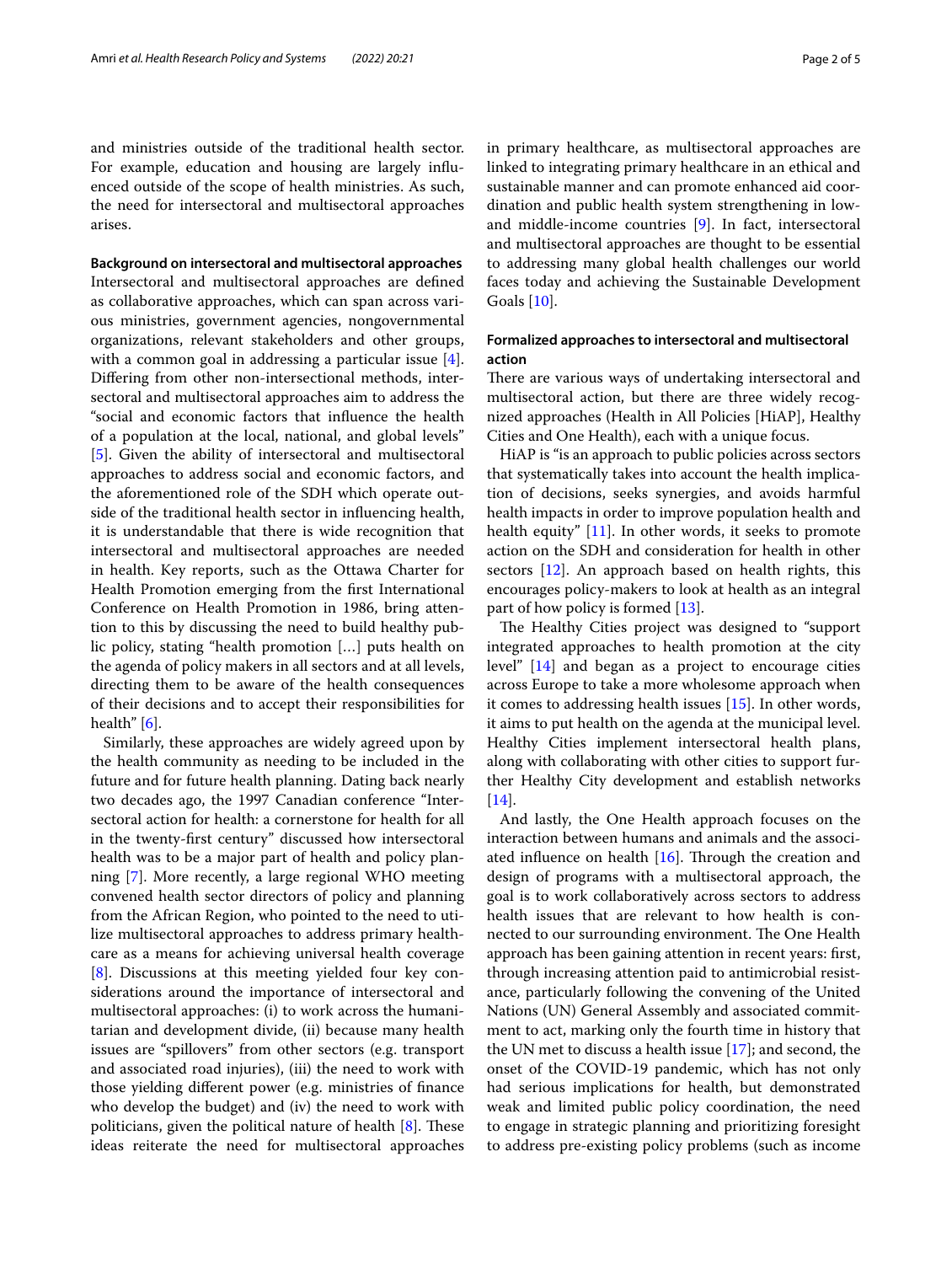and ministries outside of the traditional health sector. For example, education and housing are largely influenced outside of the scope of health ministries. As such, the need for intersectoral and multisectoral approaches arises.

### Background on intersectoral and multisectoral approaches

Intersectoral and multisectoral approaches are defined as collaborative approaches, which can span across various ministries, government agencies, nongovernmental organizations, relevant stakeholders and other groups, with a common goal in addressing a particular issue [4]. Differing from other non-intersectional methods, intersectoral and multisectoral approaches aim to address the "social and economic factors that influence the health of a population at the local, national, and global levels" [5]. Given the ability of intersectoral and multisectoral approaches to address social and economic factors, and the aforementioned role of the SDH which operate outside of the traditional health sector in influencing health, it is understandable that there is wide recognition that intersectoral and multisectoral approaches are needed in health. Key reports, such as the Ottawa Charter for Health Promotion emerging from the first International Conference on Health Promotion in 1986, bring attention to this by discussing the need to build healthy public policy, stating "health promotion […] puts health on the agenda of policy makers in all sectors and at all levels, directing them to be aware of the health consequences of their decisions and to accept their responsibilities for health" [6].

Similarly, these approaches are widely agreed upon by the health community as needing to be included in the future and for future health planning. Dating back nearly two decades ago, the 1997 Canadian conference "Intersectoral action for health: a cornerstone for health for all in the twenty-first century" discussed how intersectoral health was to be a major part of health and policy planning [7]. More recently, a large regional WHO meeting convened health sector directors of policy and planning from the African Region, who pointed to the need to utilize multisectoral approaches to address primary healthcare as a means for achieving universal health coverage [8]. Discussions at this meeting yielded four key considerations around the importance of intersectoral and multisectoral approaches: (i) to work across the humanitarian and development divide, (ii) because many health issues are "spillovers" from other sectors (e.g. transport and associated road injuries), (iii) the need to work with those yielding different power (e.g. ministries of finance who develop the budget) and (iv) the need to work with politicians, given the political nature of health [8]. These ideas reiterate the need for multisectoral approaches in primary healthcare, as multisectoral approaches are linked to integrating primary healthcare in an ethical and sustainable manner and can promote enhanced aid coordination and public health system strengthening in low- and middle-income countries [9]. In fact, intersectoral and multisectoral approaches are thought to be essential to addressing many global health challenges our world faces today and achieving the Sustainable Development Goals [10].

### Formalized approaches to intersectoral and multisectoral action

There are various ways of undertaking intersectoral and multisectoral action, but there are three widely recognized approaches (Health in All Policies [HiAP], Healthy Cities and One Health), each with a unique focus.

HiAP is "is an approach to public policies across sectors that systematically takes into account the health implication of decisions, seeks synergies, and avoids harmful health impacts in order to improve population health and health equity" [11]. In other words, it seeks to promote action on the SDH and consideration for health in other sectors [12]. An approach based on health rights, this encourages policy-makers to look at health as an integral part of how policy is formed [13].

The Healthy Cities project was designed to "support integrated approaches to health promotion at the city level" [14] and began as a project to encourage cities across Europe to take a more wholesome approach when it comes to addressing health issues [15]. In other words, it aims to put health on the agenda at the municipal level. Healthy Cities implement intersectoral health plans, along with collaborating with other cities to support further Healthy City development and establish networks [14].

And lastly, the One Health approach focuses on the interaction between humans and animals and the associated influence on health [16]. Through the creation and design of programs with a multisectoral approach, the goal is to work collaboratively across sectors to address health issues that are relevant to how health is connected to our surrounding environment. The One Health approach has been gaining attention in recent years: first, through increasing attention paid to antimicrobial resistance, particularly following the convening of the United Nations (UN) General Assembly and associated commitment to act, marking only the fourth time in history that the UN met to discuss a health issue [17]; and second, the onset of the COVID-19 pandemic, which has not only had serious implications for health, but demonstrated weak and limited public policy coordination, the need to engage in strategic planning and prioritizing foresight to address pre-existing policy problems (such as income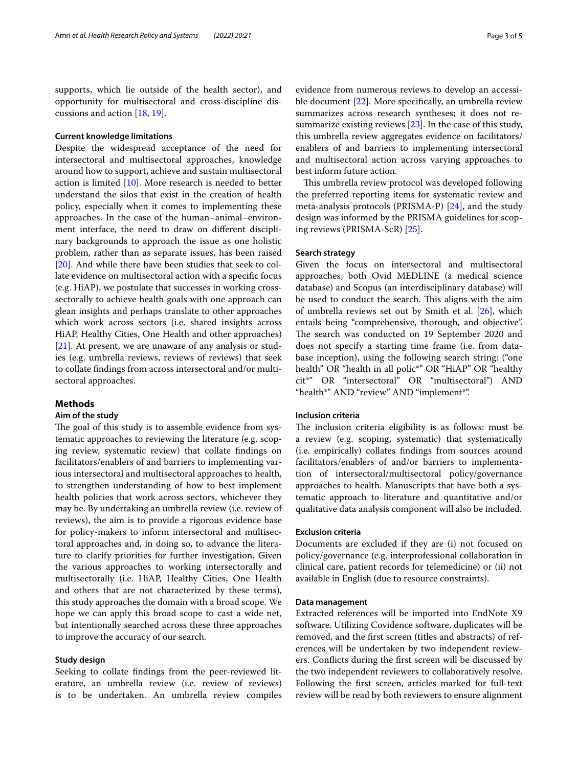supports, which lie outside of the health sector), and opportunity for multisectoral and cross-discipline discussions and action [18, 19].

### Current knowledge limitations

Despite the widespread acceptance of the need for intersectoral and multisectoral approaches, knowledge around how to support, achieve and sustain multisectoral action is limited [10]. More research is needed to better understand the silos that exist in the creation of health policy, especially when it comes to implementing these approaches. In the case of the human–animal–environment interface, the need to draw on different disciplinary backgrounds to approach the issue as one holistic problem, rather than as separate issues, has been raised [20]. And while there have been studies that seek to collate evidence on multisectoral action with a specific focus (e.g. HiAP), we postulate that successes in working cross-sectorally to achieve health goals with one approach can glean insights and perhaps translate to other approaches which work across sectors (i.e. shared insights across HiAP, Healthy Cities, One Health and other approaches) [21]. At present, we are unaware of any analysis or studies (e.g. umbrella reviews, reviews of reviews) that seek to collate findings from across intersectoral and/or multisectoral approaches.

## Methods

### Aim of the study

The goal of this study is to assemble evidence from systematic approaches to reviewing the literature (e.g. scoping review, systematic review) that collate findings on facilitators/enablers of and barriers to implementing various intersectoral and multisectoral approaches to health, to strengthen understanding of how to best implement health policies that work across sectors, whichever they may be. By undertaking an umbrella review (i.e. review of reviews), the aim is to provide a rigorous evidence base for policy-makers to inform intersectoral and multisectoral approaches and, in doing so, to advance the literature to clarify priorities for further investigation. Given the various approaches to working intersectorally and multisectorally (i.e. HiAP, Healthy Cities, One Health and others that are not characterized by these terms), this study approaches the domain with a broad scope. We hope we can apply this broad scope to cast a wide net, but intentionally searched across these three approaches to improve the accuracy of our search.

### Study design

Seeking to collate findings from the peer-reviewed literature, an umbrella review (i.e. review of reviews) is to be undertaken. An umbrella review compiles evidence from numerous reviews to develop an accessible document [22]. More specifically, an umbrella review summarizes across research syntheses; it does not re-summarize existing reviews [23]. In the case of this study, this umbrella review aggregates evidence on facilitators/enablers of and barriers to implementing intersectoral and multisectoral action across varying approaches to best inform future action.

This umbrella review protocol was developed following the preferred reporting items for systematic review and meta-analysis protocols (PRISMA-P) [24], and the study design was informed by the PRISMA guidelines for scoping reviews (PRISMA-ScR) [25].

### Search strategy

Given the focus on intersectoral and multisectoral approaches, both Ovid MEDLINE (a medical science database) and Scopus (an interdisciplinary database) will be used to conduct the search. This aligns with the aim of umbrella reviews set out by Smith et al. [26], which entails being "comprehensive, thorough, and objective". The search was conducted on 19 September 2020 and does not specify a starting time frame (i.e. from database inception), using the following search string: ("one health" OR "health in all polic*" OR "HiAP" OR "healthy cit*" OR "intersectoral" OR "multisectoral") AND "health*" AND "review" AND "implement*".

### Inclusion criteria

The inclusion criteria eligibility is as follows: must be a review (e.g. scoping, systematic) that systematically (i.e. empirically) collates findings from sources around facilitators/enablers of and/or barriers to implementation of intersectoral/multisectoral policy/governance approaches to health. Manuscripts that have both a systematic approach to literature and quantitative and/or qualitative data analysis component will also be included.

### Exclusion criteria

Documents are excluded if they are (i) not focused on policy/governance (e.g. interprofessional collaboration in clinical care, patient records for telemedicine) or (ii) not available in English (due to resource constraints).

### Data management

Extracted references will be imported into EndNote X9 software. Utilizing Covidence software, duplicates will be removed, and the first screen (titles and abstracts) of references will be undertaken by two independent reviewers. Conflicts during the first screen will be discussed by the two independent reviewers to collaboratively resolve. Following the first screen, articles marked for full-text review will be read by both reviewers to ensure alignment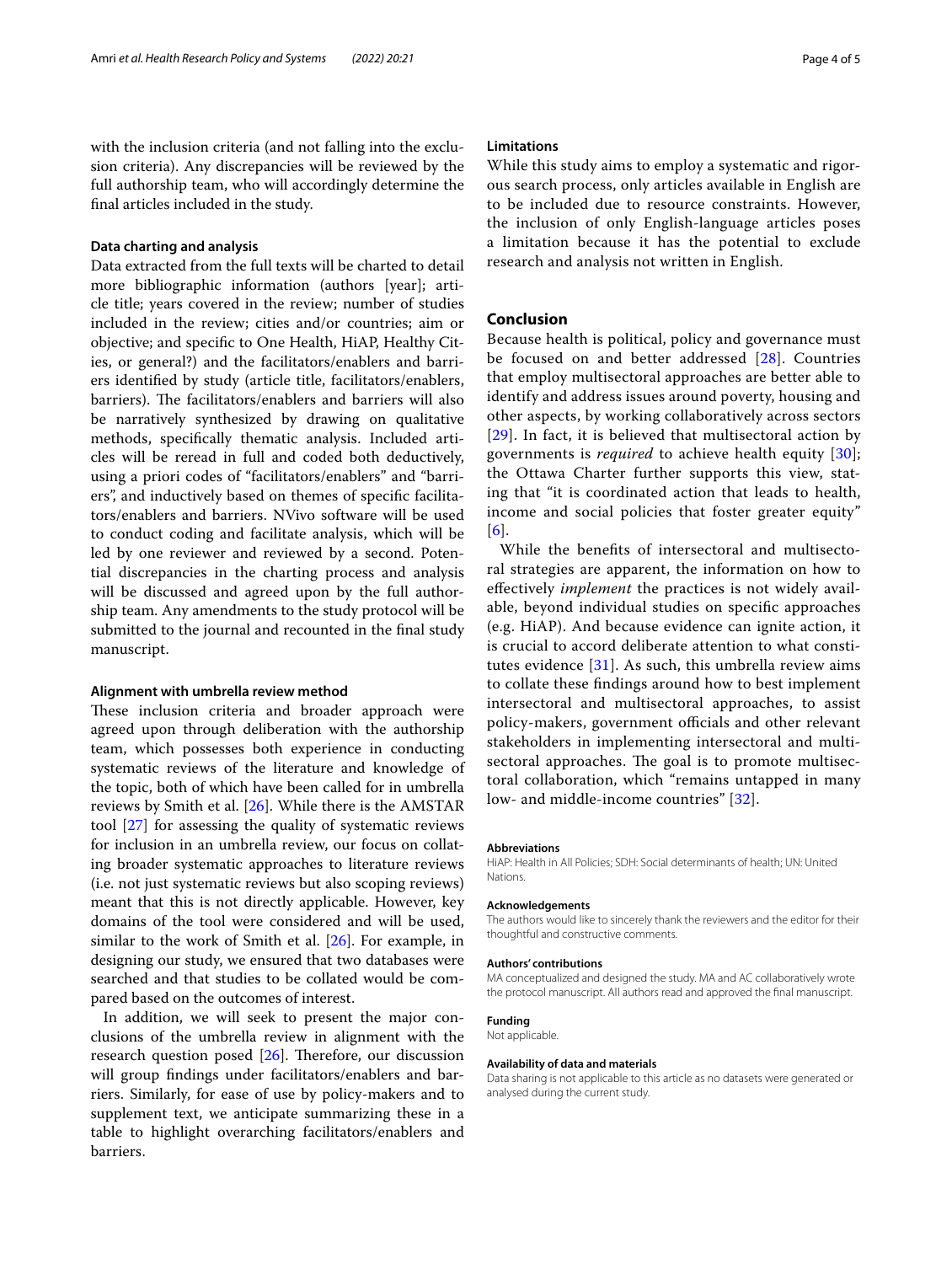with the inclusion criteria (and not falling into the exclusion criteria). Any discrepancies will be reviewed by the full authorship team, who will accordingly determine the final articles included in the study.

### Data charting and analysis

Data extracted from the full texts will be charted to detail more bibliographic information (authors [year]; article title; years covered in the review; number of studies included in the review; cities and/or countries; aim or objective; and specific to One Health, HiAP, Healthy Cities, or general?) and the facilitators/enablers and barriers identified by study (article title, facilitators/enablers, barriers). The facilitators/enablers and barriers will also be narratively synthesized by drawing on qualitative methods, specifically thematic analysis. Included articles will be reread in full and coded both deductively, using a priori codes of "facilitators/enablers" and "barriers", and inductively based on themes of specific facilitators/enablers and barriers. NVivo software will be used to conduct coding and facilitate analysis, which will be led by one reviewer and reviewed by a second. Potential discrepancies in the charting process and analysis will be discussed and agreed upon by the full authorship team. Any amendments to the study protocol will be submitted to the journal and recounted in the final study manuscript.

### Alignment with umbrella review method

These inclusion criteria and broader approach were agreed upon through deliberation with the authorship team, which possesses both experience in conducting systematic reviews of the literature and knowledge of the topic, both of which have been called for in umbrella reviews by Smith et al. [26]. While there is the AMSTAR tool [27] for assessing the quality of systematic reviews for inclusion in an umbrella review, our focus on collating broader systematic approaches to literature reviews (i.e. not just systematic reviews but also scoping reviews) meant that this is not directly applicable. However, key domains of the tool were considered and will be used, similar to the work of Smith et al. [26]. For example, in designing our study, we ensured that two databases were searched and that studies to be collated would be compared based on the outcomes of interest.

In addition, we will seek to present the major conclusions of the umbrella review in alignment with the research question posed [26]. Therefore, our discussion will group findings under facilitators/enablers and barriers. Similarly, for ease of use by policy-makers and to supplement text, we anticipate summarizing these in a table to highlight overarching facilitators/enablers and barriers.

### Limitations

While this study aims to employ a systematic and rigorous search process, only articles available in English are to be included due to resource constraints. However, the inclusion of only English-language articles poses a limitation because it has the potential to exclude research and analysis not written in English.

## Conclusion

Because health is political, policy and governance must be focused on and better addressed [28]. Countries that employ multisectoral approaches are better able to identify and address issues around poverty, housing and other aspects, by working collaboratively across sectors [29]. In fact, it is believed that multisectoral action by governments is *required* to achieve health equity [30]; the Ottawa Charter further supports this view, stating that "it is coordinated action that leads to health, income and social policies that foster greater equity" [6].

While the benefits of intersectoral and multisectoral strategies are apparent, the information on how to effectively *implement* the practices is not widely available, beyond individual studies on specific approaches (e.g. HiAP). And because evidence can ignite action, it is crucial to accord deliberate attention to what constitutes evidence [31]. As such, this umbrella review aims to collate these findings around how to best implement intersectoral and multisectoral approaches, to assist policy-makers, government officials and other relevant stakeholders in implementing intersectoral and multisectoral approaches. The goal is to promote multisectoral collaboration, which "remains untapped in many low- and middle-income countries" [32].

#### Abbreviations

HiAP: Health in All Policies; SDH: Social determinants of health; UN: United Nations.

#### Acknowledgements

The authors would like to sincerely thank the reviewers and the editor for their thoughtful and constructive comments.

#### Authors' contributions

MA conceptualized and designed the study. MA and AC collaboratively wrote the protocol manuscript. All authors read and approved the final manuscript.

#### Funding

Not applicable.

#### Availability of data and materials

Data sharing is not applicable to this article as no datasets were generated or analysed during the current study.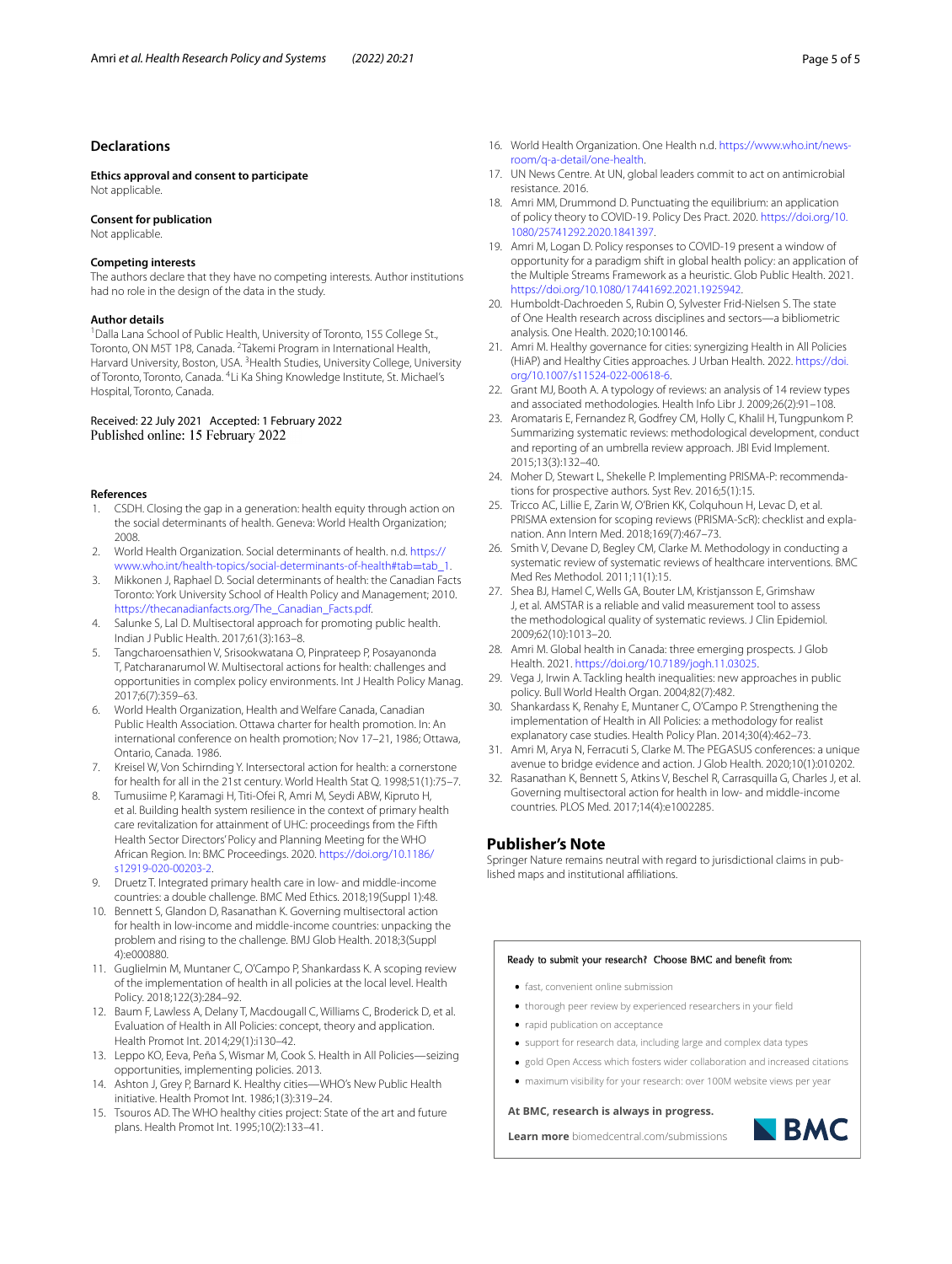## Declarations

**Ethics approval and consent to participate**
Not applicable.

**Consent for publication**
Not applicable.

**Competing interests**
The authors declare that they have no competing interests. Author institutions had no role in the design of the data in the study.

**Author details**
[1]Dalla Lana School of Public Health, University of Toronto, 155 College St., Toronto, ON M5T 1P8, Canada. [2]Takemi Program in International Health, Harvard University, Boston, USA. [3]Health Studies, University College, University of Toronto, Toronto, Canada. [4]Li Ka Shing Knowledge Institute, St. Michael's Hospital, Toronto, Canada.

Received: 22 July 2021 Accepted: 1 February 2022
Published online: 15 February 2022

**References**

1. CSDH. Closing the gap in a generation: health equity through action on the social determinants of health. Geneva: World Health Organization; 2008.
2. World Health Organization. Social determinants of health. n.d. https://www.who.int/health-topics/social-determinants-of-health#tab=tab_1.
3. Mikkonen J, Raphael D. Social determinants of health: the Canadian Facts Toronto: York University School of Health Policy and Management; 2010. https://thecanadianfacts.org/The_Canadian_Facts.pdf.
4. Salunke S, Lal D. Multisectoral approach for promoting public health. Indian J Public Health. 2017;61(3):163–8.
5. Tangcharoensathien V, Srisookwatana O, Pinprateep P, Posayanonda T, Patcharanarumol W. Multisectoral actions for health: challenges and opportunities in complex policy environments. Int J Health Policy Manag. 2017;6(7):359–63.
6. World Health Organization, Health and Welfare Canada, Canadian Public Health Association. Ottawa charter for health promotion. In: An international conference on health promotion; Nov 17–21, 1986; Ottawa, Ontario, Canada. 1986.
7. Kreisel W, Von Schirnding Y. Intersectoral action for health: a cornerstone for health for all in the 21st century. World Health Stat Q. 1998;51(1):75–7.
8. Tumusiime P, Karamagi H, Titi-Ofei R, Amri M, Seydi ABW, Kipruto H, et al. Building health system resilience in the context of primary health care revitalization for attainment of UHC: proceedings from the Fifth Health Sector Directors' Policy and Planning Meeting for the WHO African Region. In: BMC Proceedings. 2020. https://doi.org/10.1186/s12919-020-00203-2.
9. Druetz T. Integrated primary health care in low- and middle-income countries: a double challenge. BMC Med Ethics. 2018;19(Suppl 1):48.
10. Bennett S, Glandon D, Rasanathan K. Governing multisectoral action for health in low-income and middle-income countries: unpacking the problem and rising to the challenge. BMJ Glob Health. 2018;3(Suppl 4):e000880.
11. Guglielmin M, Muntaner C, O'Campo P, Shankardass K. A scoping review of the implementation of health in all policies at the local level. Health Policy. 2018;122(3):284–92.
12. Baum F, Lawless A, Delany T, Macdougall C, Williams C, Broderick D, et al. Evaluation of Health in All Policies: concept, theory and application. Health Promot Int. 2014;29(1):i130–42.
13. Leppo KO, Eeva, Peña S, Wismar M, Cook S. Health in All Policies—seizing opportunities, implementing policies. 2013.
14. Ashton J, Grey P, Barnard K. Healthy cities—WHO's New Public Health initiative. Health Promot Int. 1986;1(3):319–24.
15. Tsouros AD. The WHO healthy cities project: State of the art and future plans. Health Promot Int. 1995;10(2):133–41.
16. World Health Organization. One Health n.d. https://www.who.int/news-room/q-a-detail/one-health.
17. UN News Centre. At UN, global leaders commit to act on antimicrobial resistance. 2016.
18. Amri MM, Drummond D. Punctuating the equilibrium: an application of policy theory to COVID-19. Policy Des Pract. 2020. https://doi.org/10.1080/25741292.2020.1841397.
19. Amri M, Logan D. Policy responses to COVID-19 present a window of opportunity for a paradigm shift in global health policy: an application of the Multiple Streams Framework as a heuristic. Glob Public Health. 2021. https://doi.org/10.1080/17441692.2021.1925942.
20. Humboldt-Dachroeden S, Rubin O, Sylvester Frid-Nielsen S. The state of One Health research across disciplines and sectors—a bibliometric analysis. One Health. 2020;10:100146.
21. Amri M. Healthy governance for cities: synergizing Health in All Policies (HiAP) and Healthy Cities approaches. J Urban Health. 2022. https://doi.org/10.1007/s11524-022-00618-6.
22. Grant MJ, Booth A. A typology of reviews: an analysis of 14 review types and associated methodologies. Health Info Libr J. 2009;26(2):91–108.
23. Aromataris E, Fernandez R, Godfrey CM, Holly C, Khalil H, Tungpunkom P. Summarizing systematic reviews: methodological development, conduct and reporting of an umbrella review approach. JBI Evid Implement. 2015;13(3):132–40.
24. Moher D, Stewart L, Shekelle P. Implementing PRISMA-P: recommendations for prospective authors. Syst Rev. 2016;5(1):15.
25. Tricco AC, Lillie E, Zarin W, O'Brien KK, Colquhoun H, Levac D, et al. PRISMA extension for scoping reviews (PRISMA-ScR): checklist and explanation. Ann Intern Med. 2018;169(7):467–73.
26. Smith V, Devane D, Begley CM, Clarke M. Methodology in conducting a systematic review of systematic reviews of healthcare interventions. BMC Med Res Methodol. 2011;11(1):15.
27. Shea BJ, Hamel C, Wells GA, Bouter LM, Kristjansson E, Grimshaw J, et al. AMSTAR is a reliable and valid measurement tool to assess the methodological quality of systematic reviews. J Clin Epidemiol. 2009;62(10):1013–20.
28. Amri M. Global health in Canada: three emerging prospects. J Glob Health. 2021. https://doi.org/10.7189/jogh.11.03025.
29. Vega J, Irwin A. Tackling health inequalities: new approaches in public policy. Bull World Health Organ. 2004;82(7):482.
30. Shankardass K, Renahy E, Muntaner C, O'Campo P. Strengthening the implementation of Health in All Policies: a methodology for realist explanatory case studies. Health Policy Plan. 2014;30(4):462–73.
31. Amri M, Arya N, Ferracuti S, Clarke M. The PEGASUS conferences: a unique avenue to bridge evidence and action. J Glob Health. 2020;10(1):010202.
32. Rasanathan K, Bennett S, Atkins V, Beschel R, Carrasquilla G, Charles J, et al. Governing multisectoral action for health in low- and middle-income countries. PLOS Med. 2017;14(4):e1002285.

## Publisher's Note

Springer Nature remains neutral with regard to jurisdictional claims in published maps and institutional affiliations.

Ready to submit your research? Choose BMC and benefit from:

- fast, convenient online submission
- thorough peer review by experienced researchers in your field
- rapid publication on acceptance
- support for research data, including large and complex data types
- gold Open Access which fosters wider collaboration and increased citations
- maximum visibility for your research: over 100M website views per year

**At BMC, research is always in progress.**

**Learn more** biomedcentral.com/submissions

BMC